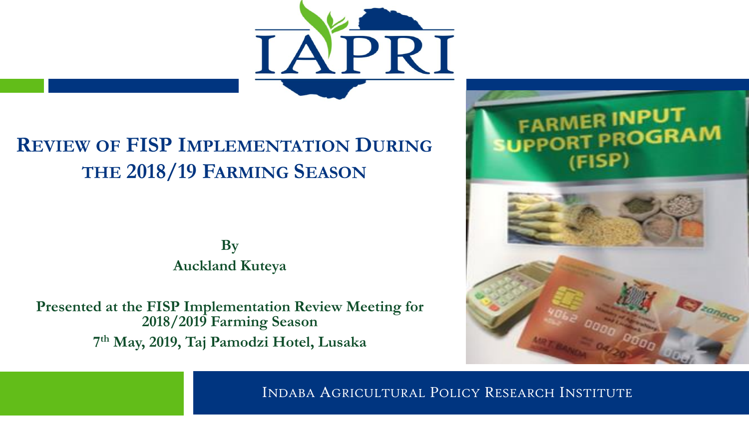# Review of FISP Implementation During the 2018/19 Farming Season

**By**

**Auckland Kuteya**

**Presented at the FISP Implementation Review Meeting for 2018/2019 Farming Season**

**7th May, 2019, Taj Pamodzi Hotel, Lusaka**

Indaba Agricultural Policy Research Institute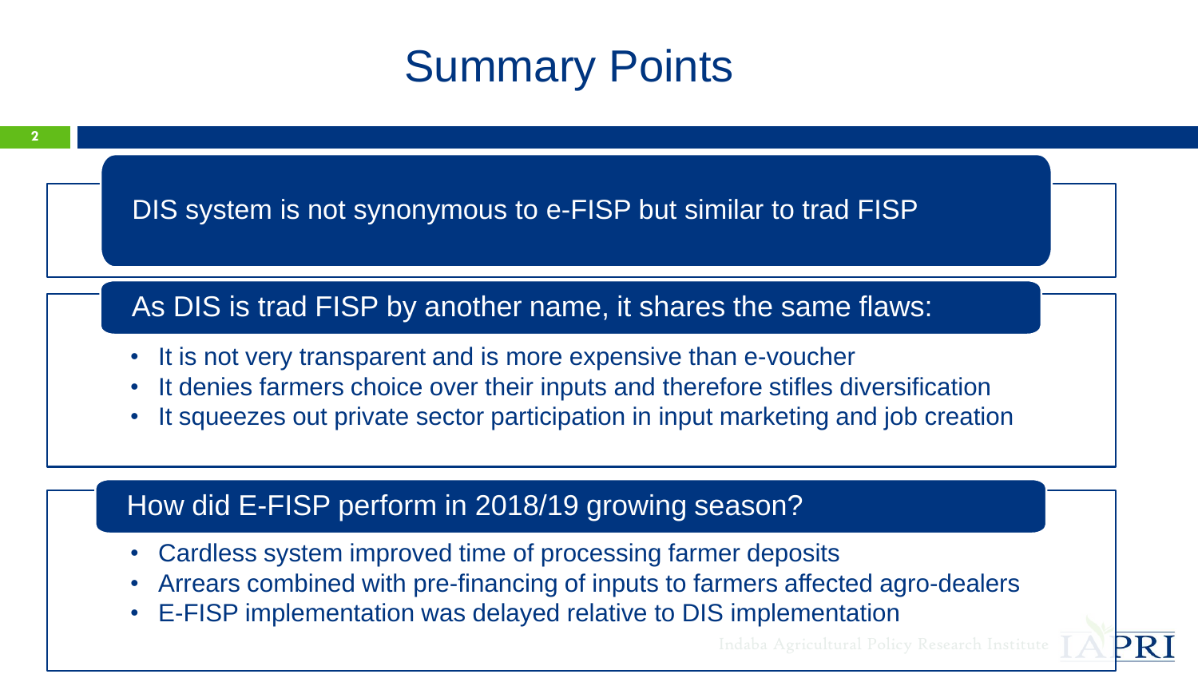# Summary Points

DIS system is not synonymous to e-FISP but similar to trad FISP

## As DIS is trad FISP by another name, it shares the same flaws:

- It is not very transparent and is more expensive than e-voucher
- It denies farmers choice over their inputs and therefore stifles diversification
- It squeezes out private sector participation in input marketing and job creation

## How did E-FISP perform in 2018/19 growing season?

- Cardless system improved time of processing farmer deposits
- Arrears combined with pre-financing of inputs to farmers affected agro-dealers
- E-FISP implementation was delayed relative to DIS implementation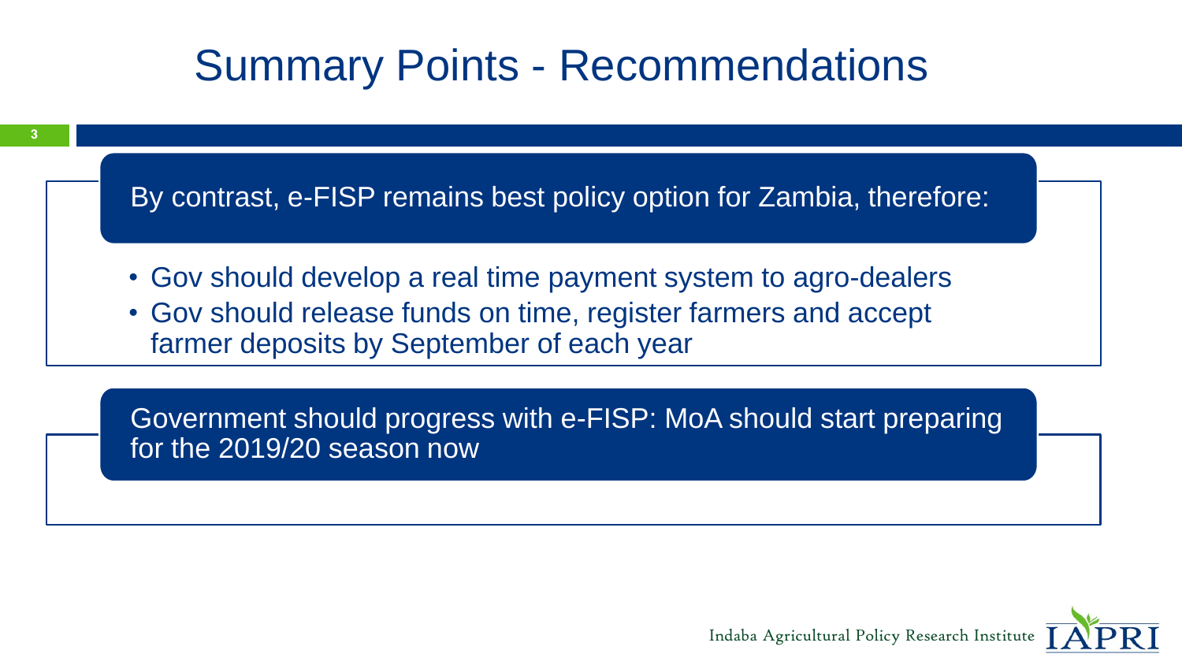# Summary Points - Recommendations

By contrast, e-FISP remains best policy option for Zambia, therefore:

- Gov should develop a real time payment system to agro-dealers
- Gov should release funds on time, register farmers and accept farmer deposits by September of each year

Government should progress with e-FISP: MoA should start preparing for the 2019/20 season now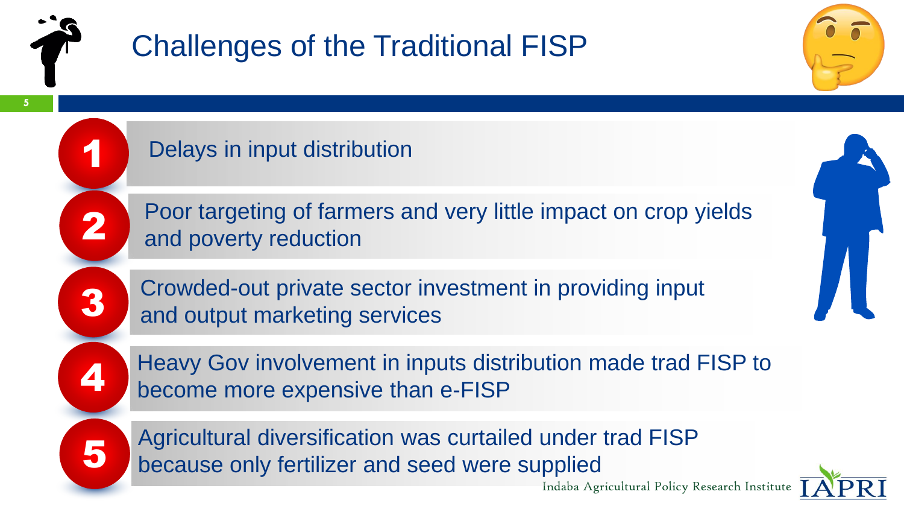# Challenges of the Traditional FISP

1. Delays in input distribution
2. Poor targeting of farmers and very little impact on crop yields and poverty reduction
3. Crowded-out private sector investment in providing input and output marketing services
4. Heavy Gov involvement in inputs distribution made trad FISP to become more expensive than e-FISP
5. Agricultural diversification was curtailed under trad FISP because only fertilizer and seed were supplied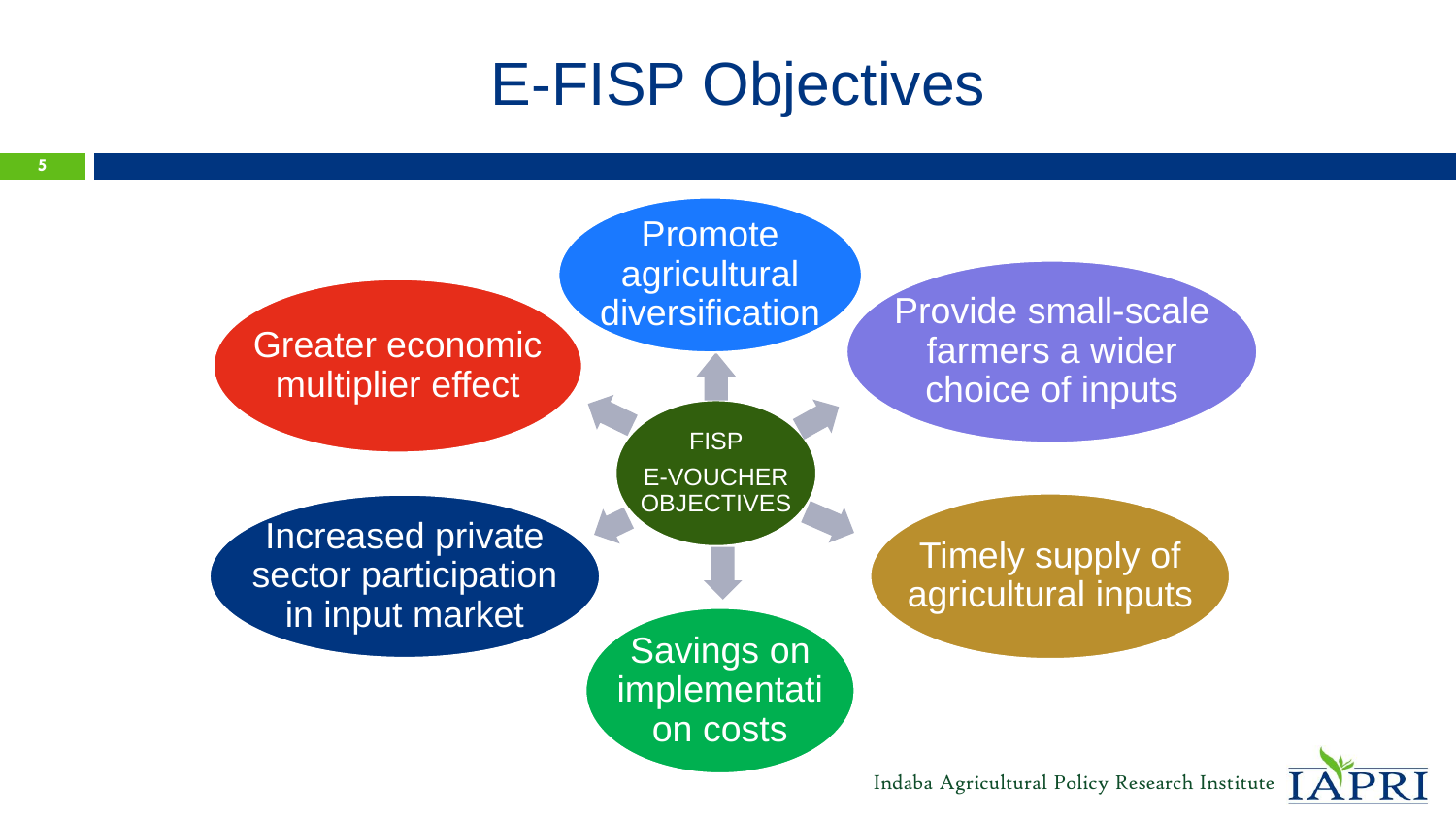# E-FISP Objectives

FISP E-VOUCHER OBJECTIVES

- Promote agricultural diversification
- Provide small-scale farmers a wider choice of inputs
- Timely supply of agricultural inputs
- Savings on implementation costs
- Increased private sector participation in input market
- Greater economic multiplier effect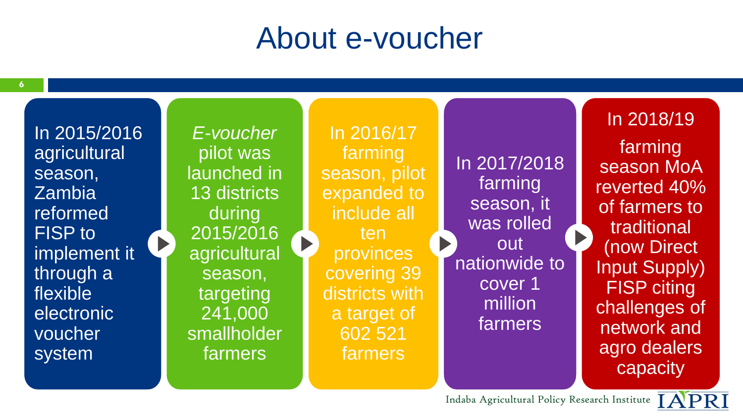# About e-voucher

- In 2015/2016 agricultural season, Zambia reformed FISP to implement it through a flexible electronic voucher system
- *E-voucher* pilot was launched in 13 districts during 2015/2016 agricultural season, targeting 241,000 smallholder farmers
- In 2016/17 farming season, pilot expanded to include all ten provinces covering 39 districts with a target of 602 521 farmers
- In 2017/2018 farming season, it was rolled out nationwide to cover 1 million farmers
- In 2018/19 farming season MoA reverted 40% of farmers to traditional (now Direct Input Supply) FISP citing challenges of network and agro dealers capacity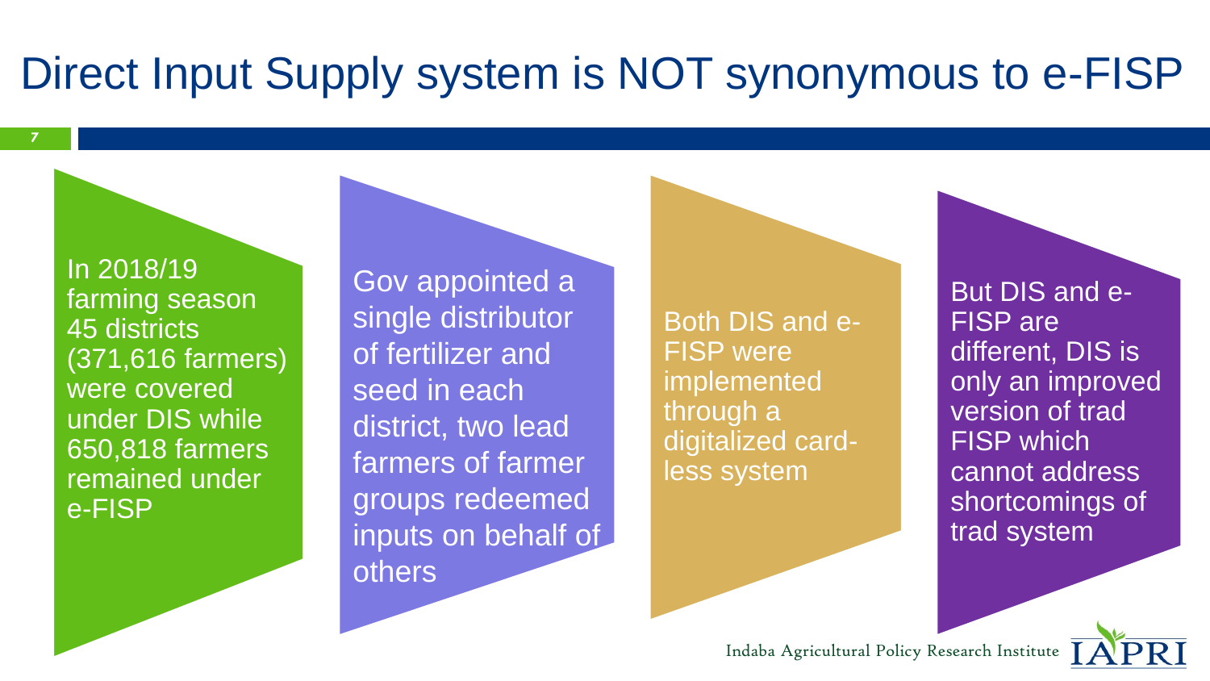# Direct Input Supply system is NOT synonymous to e-FISP

- In 2018/19 farming season 45 districts (371,616 farmers) were covered under DIS while 650,818 farmers remained under e-FISP
- Gov appointed a single distributor of fertilizer and seed in each district, two lead farmers of farmer groups redeemed inputs on behalf of others
- Both DIS and e-FISP were implemented through a digitalized card-less system
- But DIS and e-FISP are different, DIS is only an improved version of trad FISP which cannot address shortcomings of trad system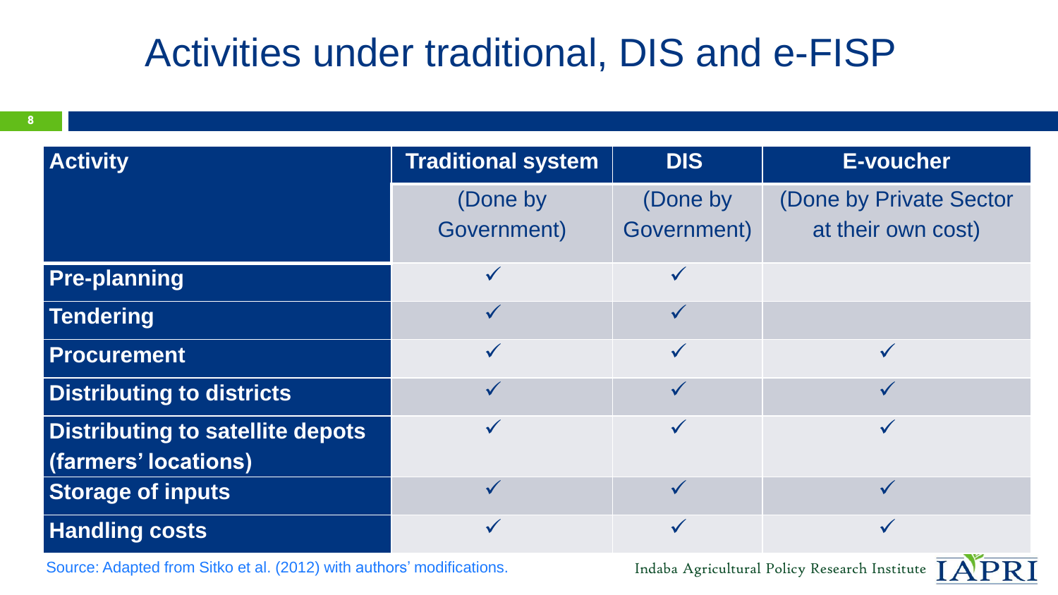# Activities under traditional, DIS and e-FISP

| Activity | Traditional system | DIS | E-voucher |
|---|---|---|---|
| | (Done by Government) | (Done by Government) | (Done by Private Sector at their own cost) |
| **Pre-planning** | ✓ | ✓ | |
| **Tendering** | ✓ | ✓ | |
| **Procurement** | ✓ | ✓ | ✓ |
| **Distributing to districts** | ✓ | ✓ | ✓ |
| **Distributing to satellite depots (farmers' locations)** | ✓ | ✓ | ✓ |
| **Storage of inputs** | ✓ | ✓ | ✓ |
| **Handling costs** | ✓ | ✓ | ✓ |

Source: Adapted from Sitko et al. (2012) with authors' modifications.

Indaba Agricultural Policy Research Institute IAPRI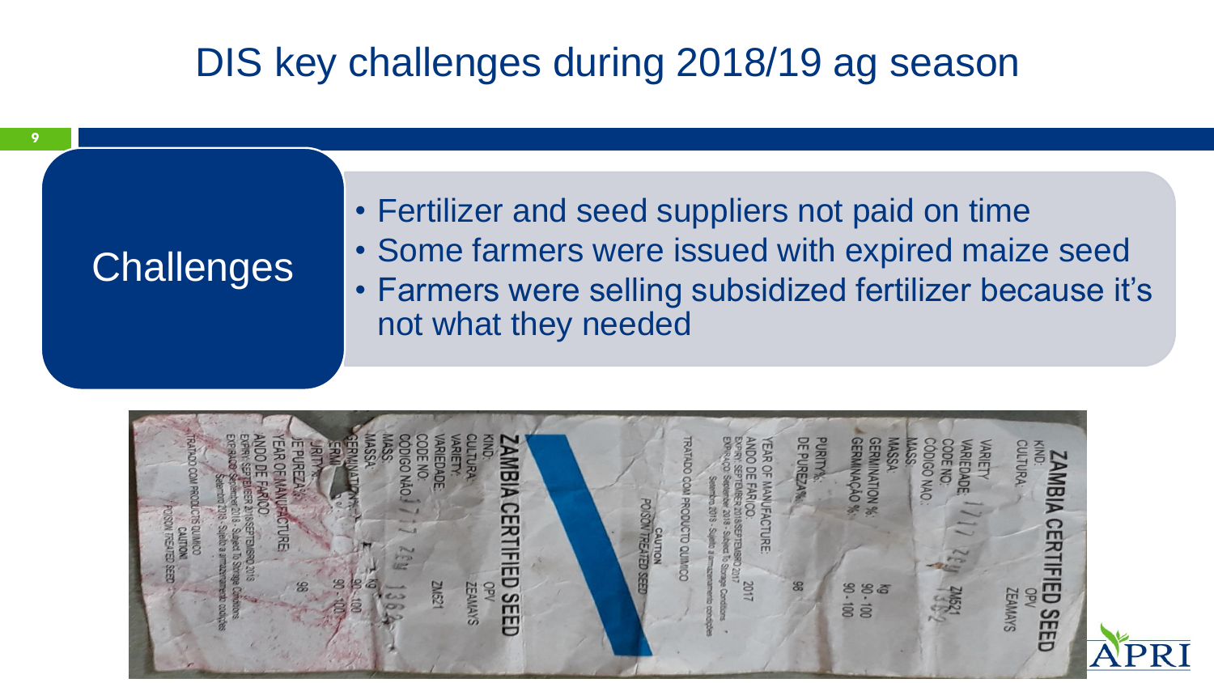# DIS key challenges during 2018/19 ag season

## Challenges

- Fertilizer and seed suppliers not paid on time
- Some farmers were issued with expired maize seed
- Farmers were selling subsidized fertilizer because it's not what they needed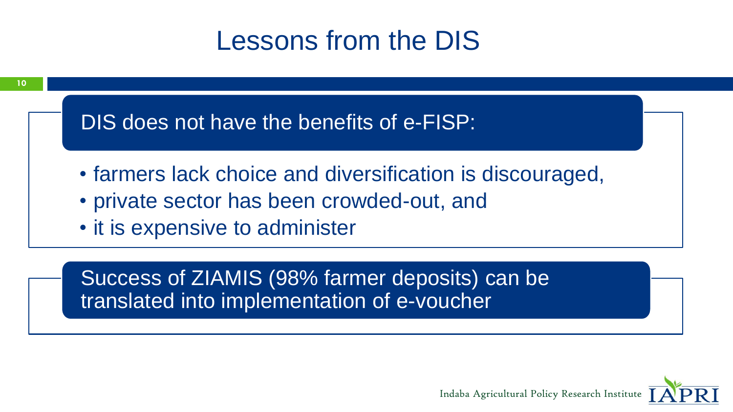# Lessons from the DIS

## DIS does not have the benefits of e-FISP:

- farmers lack choice and diversification is discouraged,
- private sector has been crowded-out, and
- it is expensive to administer

## Success of ZIAMIS (98% farmer deposits) can be translated into implementation of e-voucher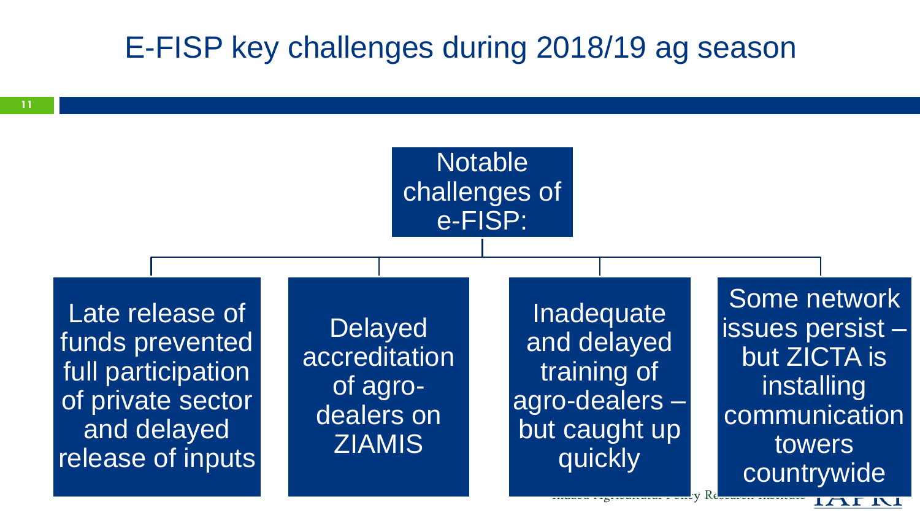# E-FISP key challenges during 2018/19 ag season

**Notable challenges of e-FISP:**

- Late release of funds prevented full participation of private sector and delayed release of inputs
- Delayed accreditation of agro-dealers on ZIAMIS
- Inadequate and delayed training of agro-dealers – but caught up quickly
- Some network issues persist – but ZICTA is installing communication towers countrywide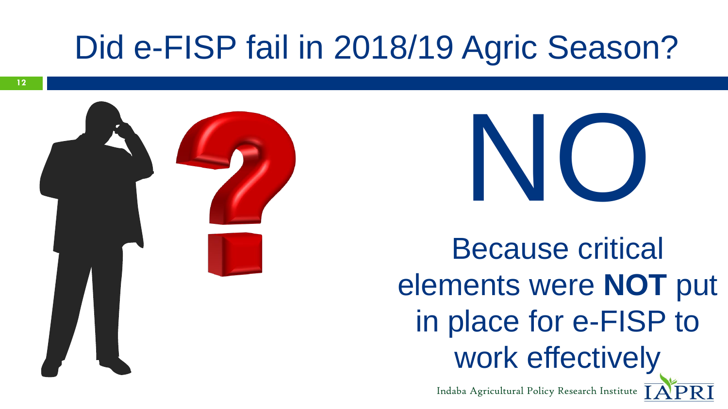# Did e-FISP fail in 2018/19 Agric Season?

NO

Because critical elements were **NOT** put in place for e-FISP to work effectively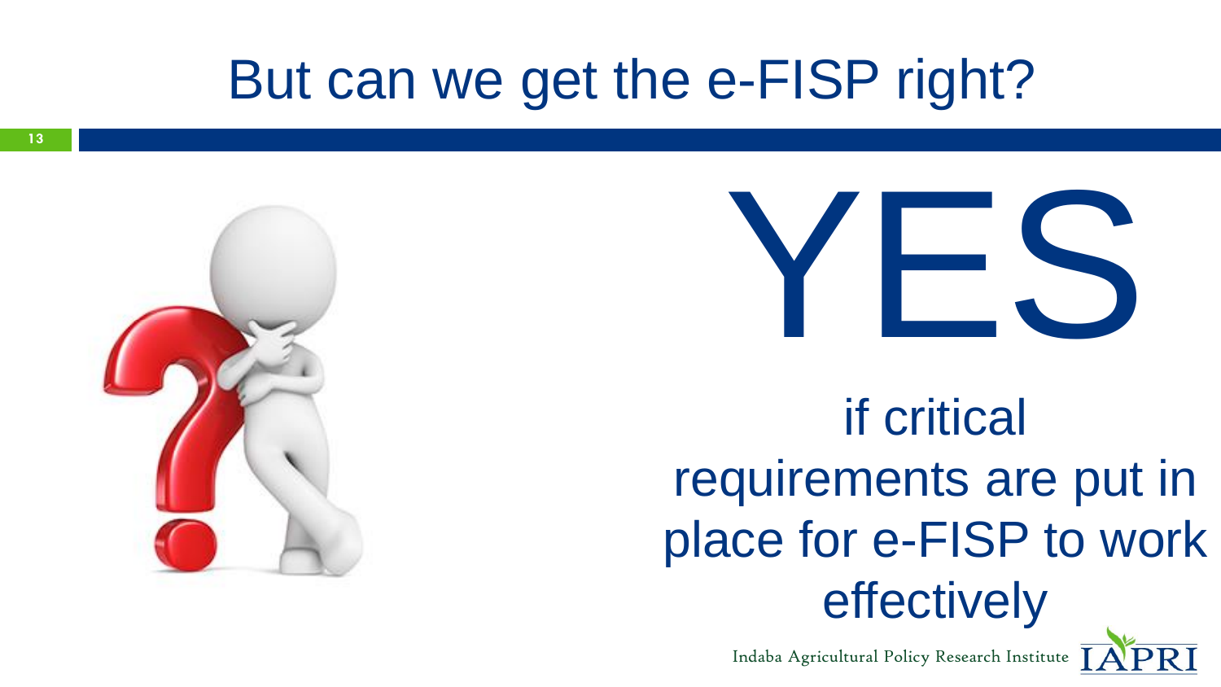# But can we get the e-FISP right?

YES

if critical requirements are put in place for e-FISP to work effectively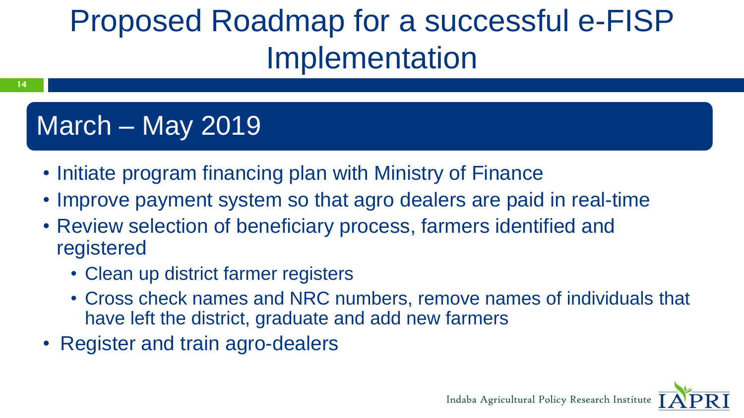# Proposed Roadmap for a successful e-FISP Implementation

## March – May 2019

- Initiate program financing plan with Ministry of Finance
- Improve payment system so that agro dealers are paid in real-time
- Review selection of beneficiary process, farmers identified and registered
  - Clean up district farmer registers
  - Cross check names and NRC numbers, remove names of individuals that have left the district, graduate and add new farmers
- Register and train agro-dealers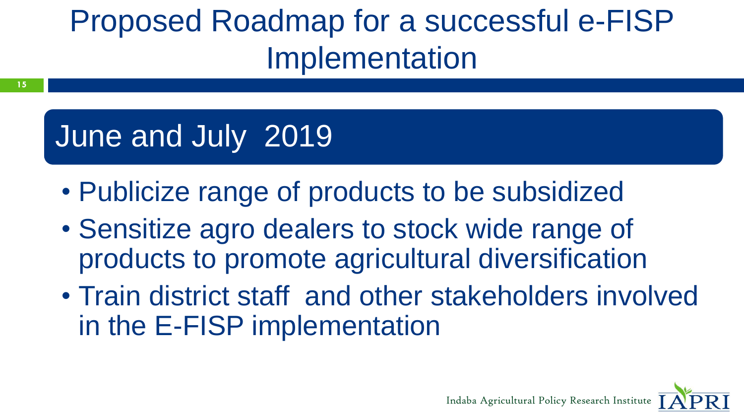# Proposed Roadmap for a successful e-FISP Implementation

## June and July 2019

- Publicize range of products to be subsidized
- Sensitize agro dealers to stock wide range of products to promote agricultural diversification
- Train district staff and other stakeholders involved in the E-FISP implementation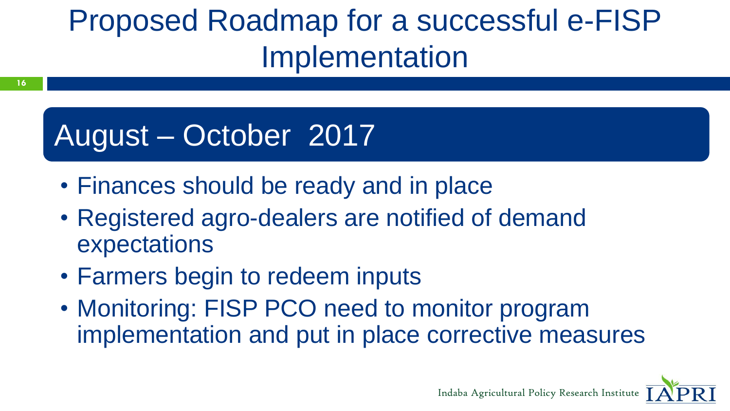# Proposed Roadmap for a successful e-FISP Implementation

## August – October 2017

- Finances should be ready and in place
- Registered agro-dealers are notified of demand expectations
- Farmers begin to redeem inputs
- Monitoring: FISP PCO need to monitor program implementation and put in place corrective measures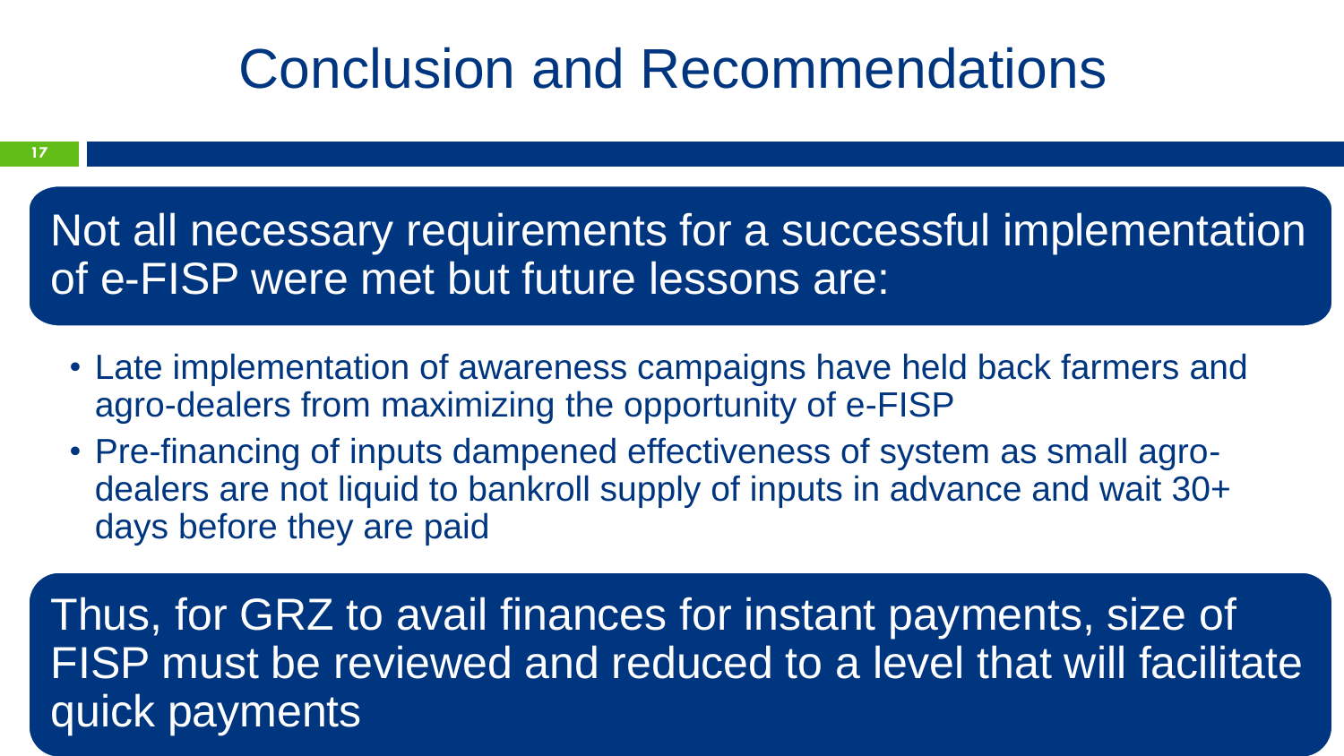# Conclusion and Recommendations

Not all necessary requirements for a successful implementation of e-FISP were met but future lessons are:

- Late implementation of awareness campaigns have held back farmers and agro-dealers from maximizing the opportunity of e-FISP
- Pre-financing of inputs dampened effectiveness of system as small agro-dealers are not liquid to bankroll supply of inputs in advance and wait 30+ days before they are paid

Thus, for GRZ to avail finances for instant payments, size of FISP must be reviewed and reduced to a level that will facilitate quick payments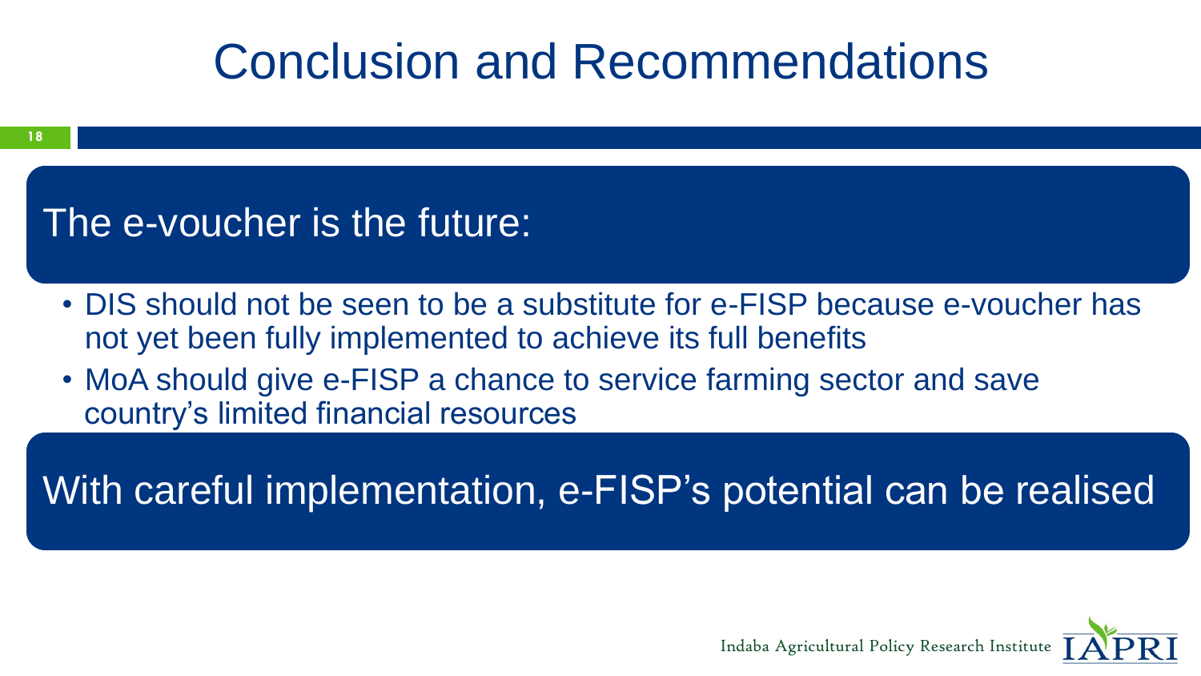# Conclusion and Recommendations

## The e-voucher is the future:

- DIS should not be seen to be a substitute for e-FISP because e-voucher has not yet been fully implemented to achieve its full benefits
- MoA should give e-FISP a chance to service farming sector and save country's limited financial resources

## With careful implementation, e-FISP's potential can be realised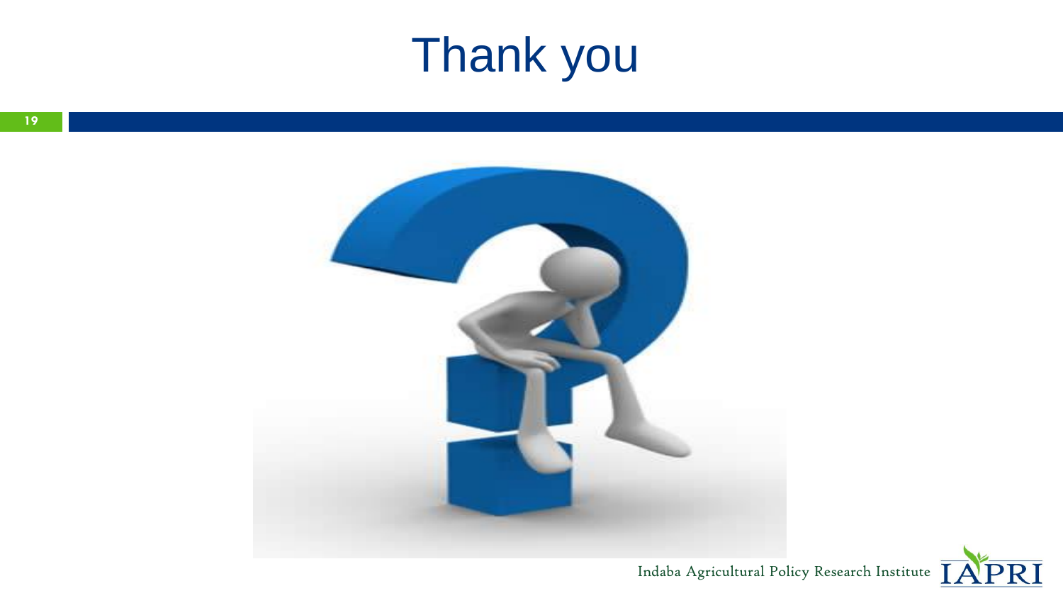# Thank you